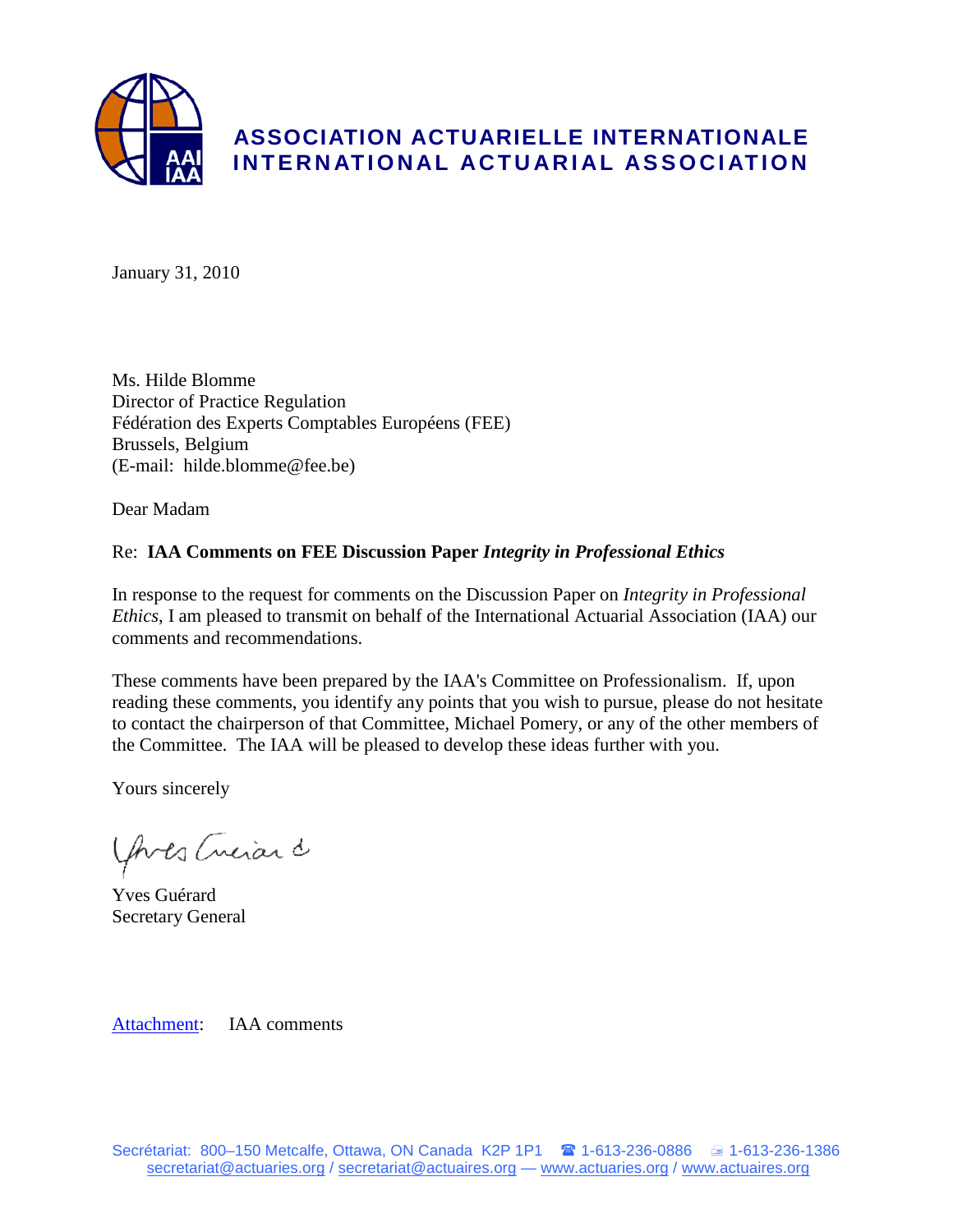# ASSOCIATION ACTUARIELLE INTERNATIONALE
# INTERNATIONAL ACTUARIAL ASSOCIATION

January 31, 2010

Ms. Hilde Blomme
Director of Practice Regulation
Fédération des Experts Comptables Européens (FEE)
Brussels, Belgium
(E-mail: hilde.blomme@fee.be)

Dear Madam

Re: **IAA Comments on FEE Discussion Paper *Integrity in Professional Ethics***

In response to the request for comments on the Discussion Paper on *Integrity in Professional Ethics*, I am pleased to transmit on behalf of the International Actuarial Association (IAA) our comments and recommendations.

These comments have been prepared by the IAA's Committee on Professionalism. If, upon reading these comments, you identify any points that you wish to pursue, please do not hesitate to contact the chairperson of that Committee, Michael Pomery, or any of the other members of the Committee. The IAA will be pleased to develop these ideas further with you.

Yours sincerely

Yves Guérard
Secretary General

Attachment: IAA comments

Secrétariat: 800–150 Metcalfe, Ottawa, ON Canada K2P 1P1 ☎ 1-613-236-0886 1-613-236-1386
secretariat@actuaries.org / secretariat@actuaires.org — www.actuaries.org / www.actuaires.org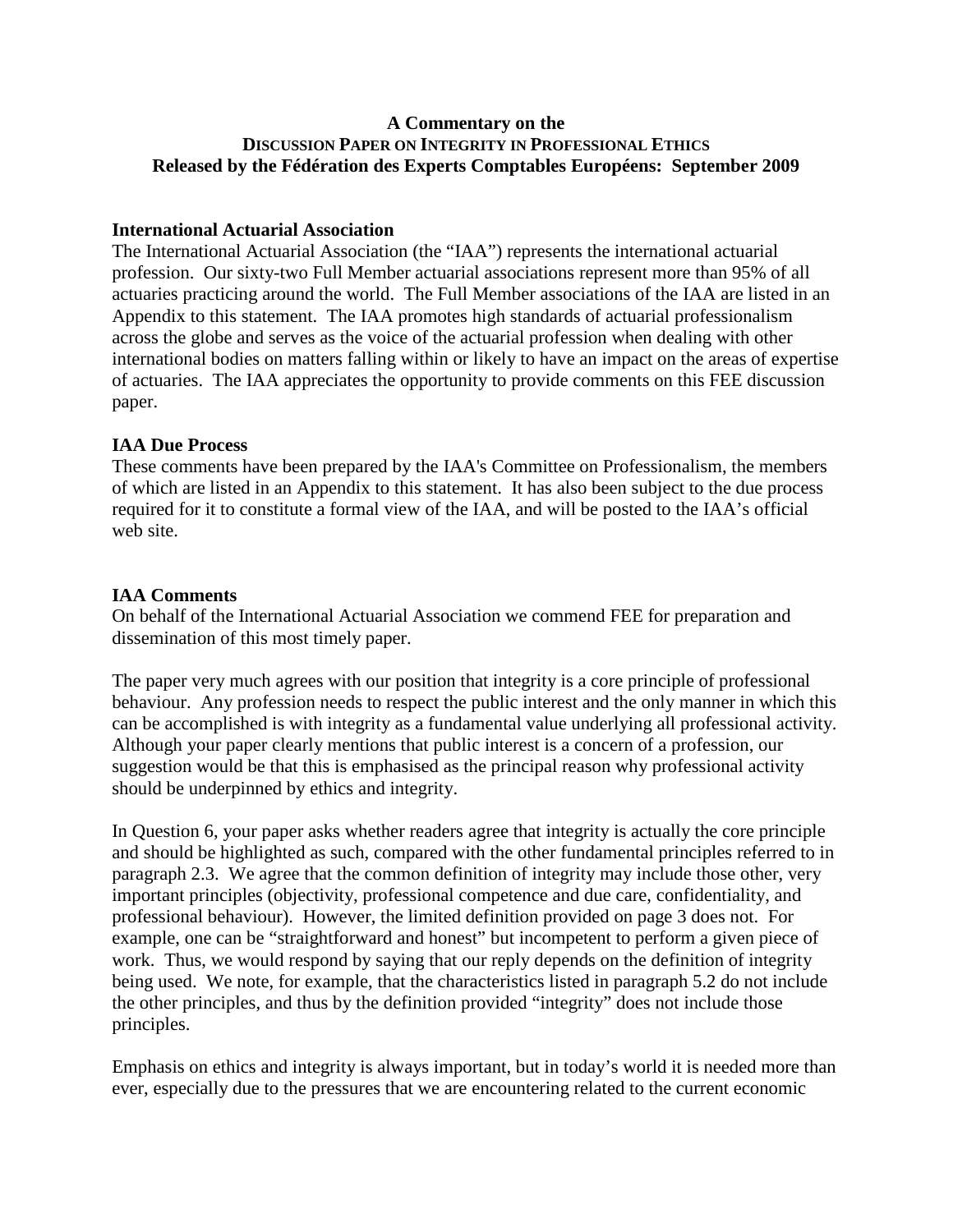**A Commentary on the**
**DISCUSSION PAPER ON INTEGRITY IN PROFESSIONAL ETHICS**
**Released by the Fédération des Experts Comptables Européens: September 2009**

### International Actuarial Association

The International Actuarial Association (the "IAA") represents the international actuarial profession. Our sixty-two Full Member actuarial associations represent more than 95% of all actuaries practicing around the world. The Full Member associations of the IAA are listed in an Appendix to this statement. The IAA promotes high standards of actuarial professionalism across the globe and serves as the voice of the actuarial profession when dealing with other international bodies on matters falling within or likely to have an impact on the areas of expertise of actuaries. The IAA appreciates the opportunity to provide comments on this FEE discussion paper.

### IAA Due Process

These comments have been prepared by the IAA's Committee on Professionalism, the members of which are listed in an Appendix to this statement. It has also been subject to the due process required for it to constitute a formal view of the IAA, and will be posted to the IAA's official web site.

### IAA Comments

On behalf of the International Actuarial Association we commend FEE for preparation and dissemination of this most timely paper.

The paper very much agrees with our position that integrity is a core principle of professional behaviour. Any profession needs to respect the public interest and the only manner in which this can be accomplished is with integrity as a fundamental value underlying all professional activity. Although your paper clearly mentions that public interest is a concern of a profession, our suggestion would be that this is emphasised as the principal reason why professional activity should be underpinned by ethics and integrity.

In Question 6, your paper asks whether readers agree that integrity is actually the core principle and should be highlighted as such, compared with the other fundamental principles referred to in paragraph 2.3. We agree that the common definition of integrity may include those other, very important principles (objectivity, professional competence and due care, confidentiality, and professional behaviour). However, the limited definition provided on page 3 does not. For example, one can be "straightforward and honest" but incompetent to perform a given piece of work. Thus, we would respond by saying that our reply depends on the definition of integrity being used. We note, for example, that the characteristics listed in paragraph 5.2 do not include the other principles, and thus by the definition provided "integrity" does not include those principles.

Emphasis on ethics and integrity is always important, but in today's world it is needed more than ever, especially due to the pressures that we are encountering related to the current economic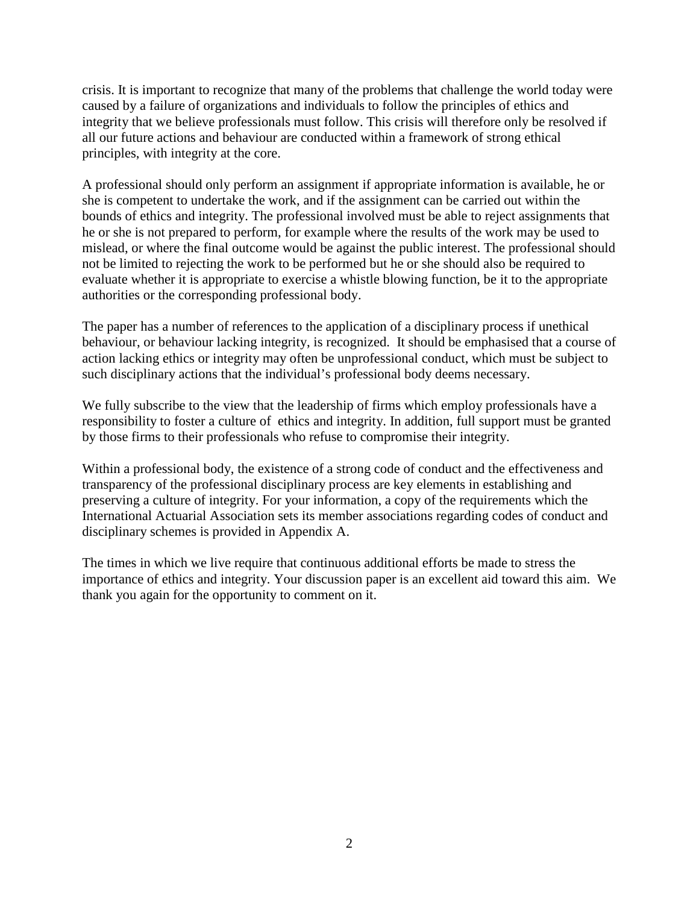crisis. It is important to recognize that many of the problems that challenge the world today were caused by a failure of organizations and individuals to follow the principles of ethics and integrity that we believe professionals must follow. This crisis will therefore only be resolved if all our future actions and behaviour are conducted within a framework of strong ethical principles, with integrity at the core.

A professional should only perform an assignment if appropriate information is available, he or she is competent to undertake the work, and if the assignment can be carried out within the bounds of ethics and integrity. The professional involved must be able to reject assignments that he or she is not prepared to perform, for example where the results of the work may be used to mislead, or where the final outcome would be against the public interest. The professional should not be limited to rejecting the work to be performed but he or she should also be required to evaluate whether it is appropriate to exercise a whistle blowing function, be it to the appropriate authorities or the corresponding professional body.

The paper has a number of references to the application of a disciplinary process if unethical behaviour, or behaviour lacking integrity, is recognized. It should be emphasised that a course of action lacking ethics or integrity may often be unprofessional conduct, which must be subject to such disciplinary actions that the individual's professional body deems necessary.

We fully subscribe to the view that the leadership of firms which employ professionals have a responsibility to foster a culture of ethics and integrity. In addition, full support must be granted by those firms to their professionals who refuse to compromise their integrity.

Within a professional body, the existence of a strong code of conduct and the effectiveness and transparency of the professional disciplinary process are key elements in establishing and preserving a culture of integrity. For your information, a copy of the requirements which the International Actuarial Association sets its member associations regarding codes of conduct and disciplinary schemes is provided in Appendix A.

The times in which we live require that continuous additional efforts be made to stress the importance of ethics and integrity. Your discussion paper is an excellent aid toward this aim. We thank you again for the opportunity to comment on it.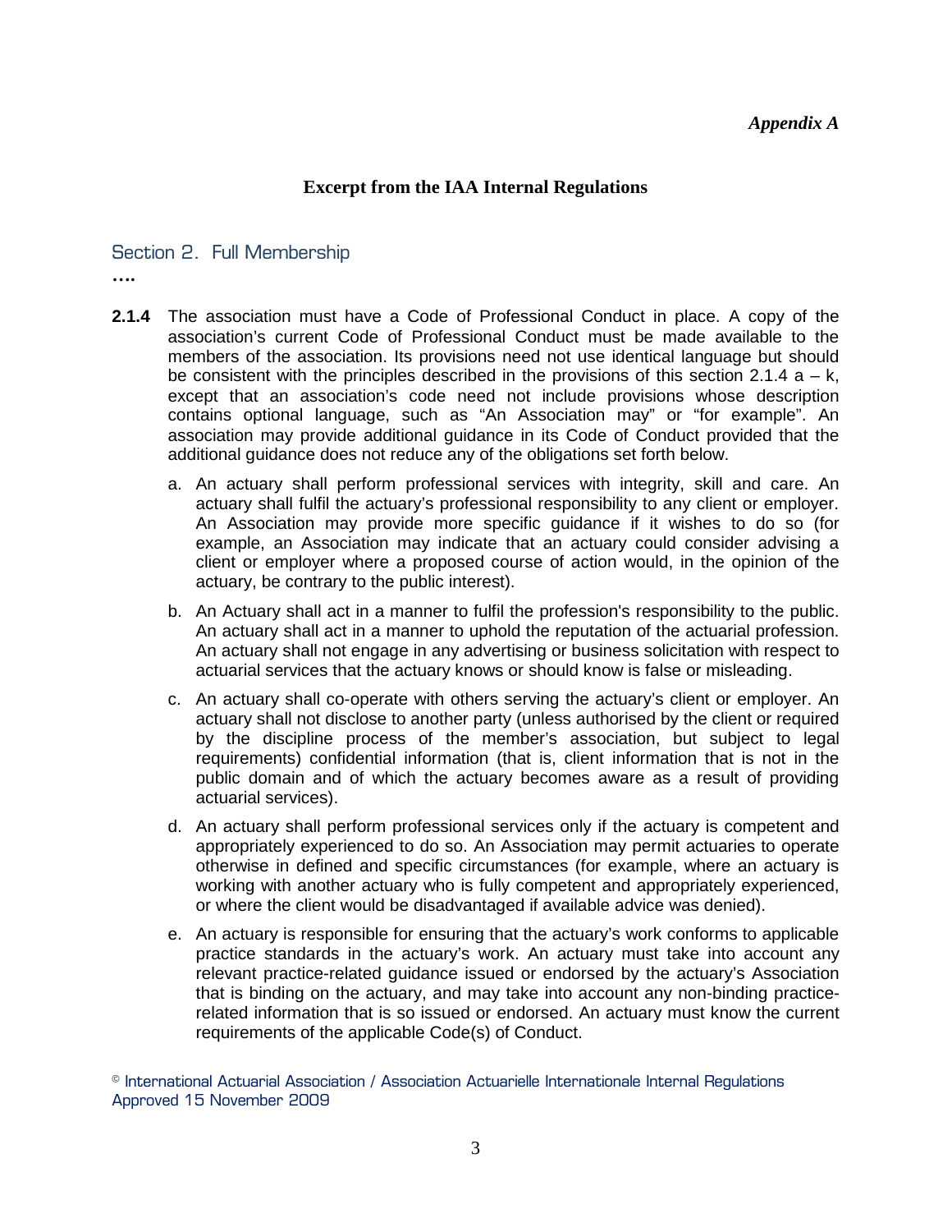*Appendix A*

## Excerpt from the IAA Internal Regulations

### Section 2. Full Membership

….

**2.1.4** The association must have a Code of Professional Conduct in place. A copy of the association's current Code of Professional Conduct must be made available to the members of the association. Its provisions need not use identical language but should be consistent with the principles described in the provisions of this section 2.1.4 a – k, except that an association's code need not include provisions whose description contains optional language, such as "An Association may" or "for example". An association may provide additional guidance in its Code of Conduct provided that the additional guidance does not reduce any of the obligations set forth below.

a. An actuary shall perform professional services with integrity, skill and care. An actuary shall fulfil the actuary's professional responsibility to any client or employer. An Association may provide more specific guidance if it wishes to do so (for example, an Association may indicate that an actuary could consider advising a client or employer where a proposed course of action would, in the opinion of the actuary, be contrary to the public interest).

b. An Actuary shall act in a manner to fulfil the profession's responsibility to the public. An actuary shall act in a manner to uphold the reputation of the actuarial profession. An actuary shall not engage in any advertising or business solicitation with respect to actuarial services that the actuary knows or should know is false or misleading.

c. An actuary shall co-operate with others serving the actuary's client or employer. An actuary shall not disclose to another party (unless authorised by the client or required by the discipline process of the member's association, but subject to legal requirements) confidential information (that is, client information that is not in the public domain and of which the actuary becomes aware as a result of providing actuarial services).

d. An actuary shall perform professional services only if the actuary is competent and appropriately experienced to do so. An Association may permit actuaries to operate otherwise in defined and specific circumstances (for example, where an actuary is working with another actuary who is fully competent and appropriately experienced, or where the client would be disadvantaged if available advice was denied).

e. An actuary is responsible for ensuring that the actuary's work conforms to applicable practice standards in the actuary's work. An actuary must take into account any relevant practice-related guidance issued or endorsed by the actuary's Association that is binding on the actuary, and may take into account any non-binding practice-related information that is so issued or endorsed. An actuary must know the current requirements of the applicable Code(s) of Conduct.

© International Actuarial Association / Association Actuarielle Internationale Internal Regulations Approved 15 November 2009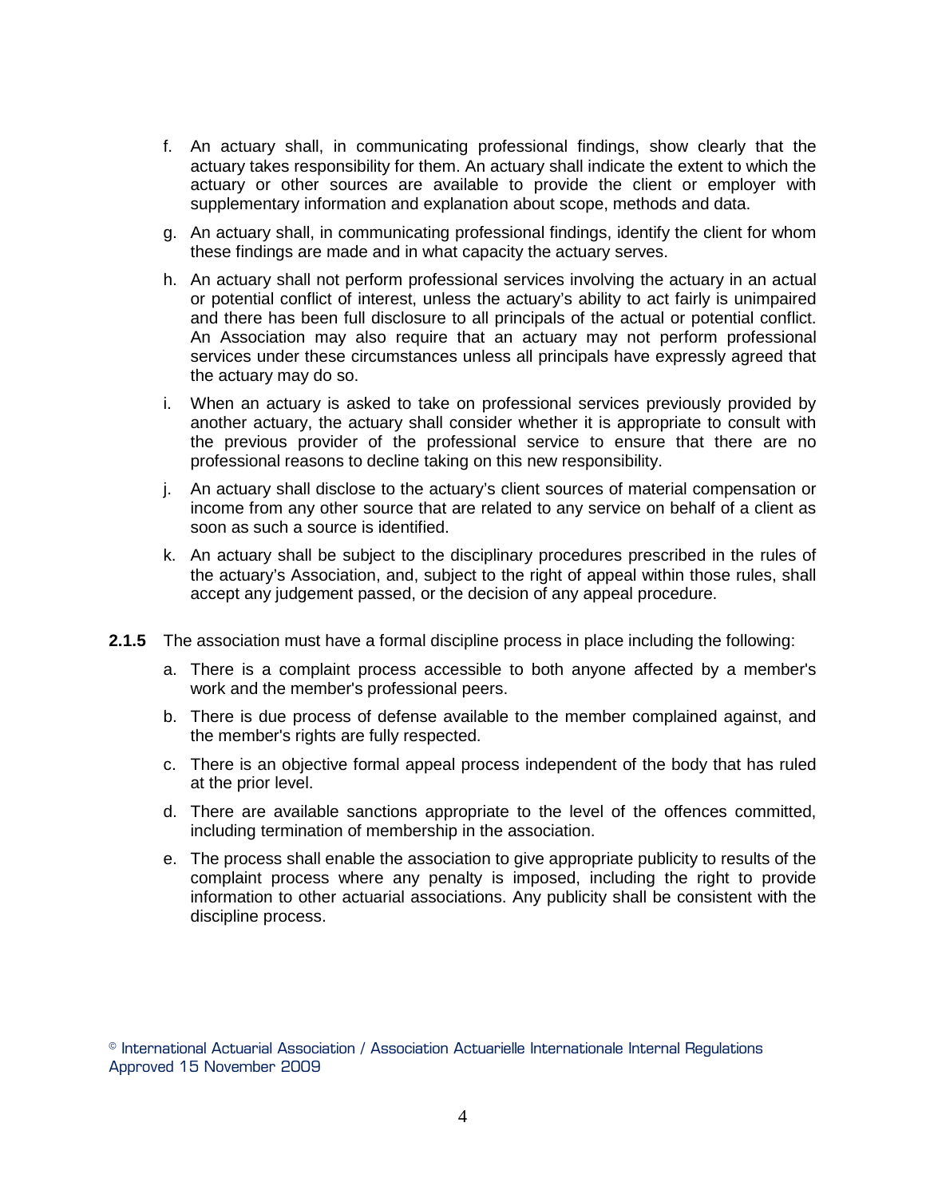f. An actuary shall, in communicating professional findings, show clearly that the actuary takes responsibility for them. An actuary shall indicate the extent to which the actuary or other sources are available to provide the client or employer with supplementary information and explanation about scope, methods and data.

g. An actuary shall, in communicating professional findings, identify the client for whom these findings are made and in what capacity the actuary serves.

h. An actuary shall not perform professional services involving the actuary in an actual or potential conflict of interest, unless the actuary's ability to act fairly is unimpaired and there has been full disclosure to all principals of the actual or potential conflict. An Association may also require that an actuary may not perform professional services under these circumstances unless all principals have expressly agreed that the actuary may do so.

i. When an actuary is asked to take on professional services previously provided by another actuary, the actuary shall consider whether it is appropriate to consult with the previous provider of the professional service to ensure that there are no professional reasons to decline taking on this new responsibility.

j. An actuary shall disclose to the actuary's client sources of material compensation or income from any other source that are related to any service on behalf of a client as soon as such a source is identified.

k. An actuary shall be subject to the disciplinary procedures prescribed in the rules of the actuary's Association, and, subject to the right of appeal within those rules, shall accept any judgement passed, or the decision of any appeal procedure.

**2.1.5** The association must have a formal discipline process in place including the following:

a. There is a complaint process accessible to both anyone affected by a member's work and the member's professional peers.

b. There is due process of defense available to the member complained against, and the member's rights are fully respected.

c. There is an objective formal appeal process independent of the body that has ruled at the prior level.

d. There are available sanctions appropriate to the level of the offences committed, including termination of membership in the association.

e. The process shall enable the association to give appropriate publicity to results of the complaint process where any penalty is imposed, including the right to provide information to other actuarial associations. Any publicity shall be consistent with the discipline process.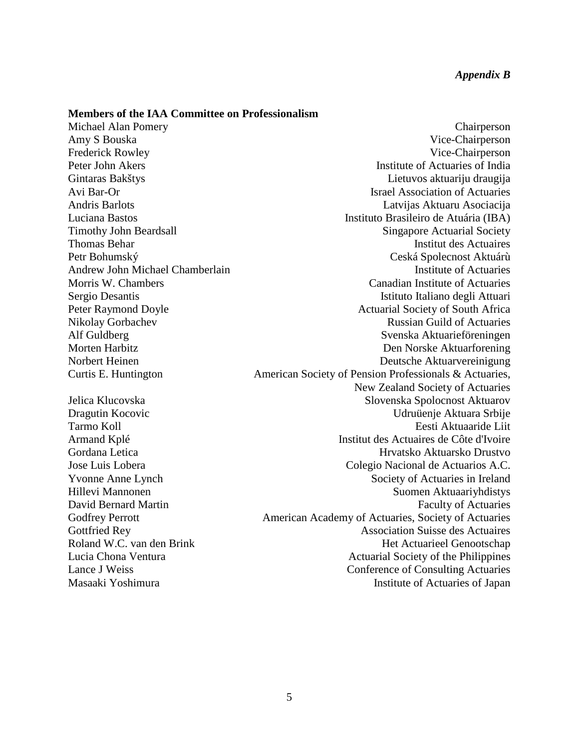*Appendix B*

**Members of the IAA Committee on Professionalism**

| | |
|---|---|
| Michael Alan Pomery | Chairperson |
| Amy S Bouska | Vice-Chairperson |
| Frederick Rowley | Vice-Chairperson |
| Peter John Akers | Institute of Actuaries of India |
| Gintaras Bakštys | Lietuvos aktuariju draugija |
| Avi Bar-Or | Israel Association of Actuaries |
| Andris Barlots | Latvijas Aktuaru Asociacija |
| Luciana Bastos | Instituto Brasileiro de Atuária (IBA) |
| Timothy John Beardsall | Singapore Actuarial Society |
| Thomas Behar | Institut des Actuaires |
| Petr Bohumský | Ceská Spolecnost Aktuárù |
| Andrew John Michael Chamberlain | Institute of Actuaries |
| Morris W. Chambers | Canadian Institute of Actuaries |
| Sergio Desantis | Istituto Italiano degli Attuari |
| Peter Raymond Doyle | Actuarial Society of South Africa |
| Nikolay Gorbachev | Russian Guild of Actuaries |
| Alf Guldberg | Svenska Aktuarieföreningen |
| Morten Harbitz | Den Norske Aktuarforening |
| Norbert Heinen | Deutsche Aktuarvereinigung |
| Curtis E. Huntington | American Society of Pension Professionals & Actuaries, New Zealand Society of Actuaries |
| Jelica Klucovska | Slovenska Spolocnost Aktuarov |
| Dragutin Kocovic | Udruüenje Aktuara Srbije |
| Tarmo Koll | Eesti Aktuaaride Liit |
| Armand Kplé | Institut des Actuaires de Côte d'Ivoire |
| Gordana Letica | Hrvatsko Aktuarsko Drustvo |
| Jose Luis Lobera | Colegio Nacional de Actuarios A.C. |
| Yvonne Anne Lynch | Society of Actuaries in Ireland |
| Hillevi Mannonen | Suomen Aktuaariyhdistys |
| David Bernard Martin | Faculty of Actuaries |
| Godfrey Perrott | American Academy of Actuaries, Society of Actuaries |
| Gottfried Rey | Association Suisse des Actuaires |
| Roland W.C. van den Brink | Het Actuarieel Genootschap |
| Lucia Chona Ventura | Actuarial Society of the Philippines |
| Lance J Weiss | Conference of Consulting Actuaries |
| Masaaki Yoshimura | Institute of Actuaries of Japan |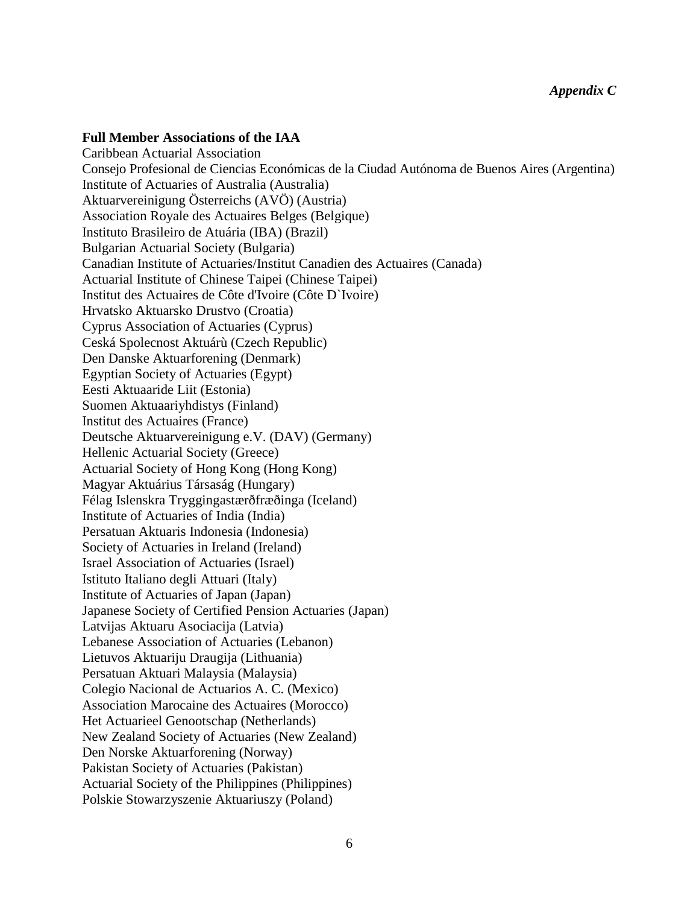*Appendix C*

**Full Member Associations of the IAA**

Caribbean Actuarial Association
Consejo Profesional de Ciencias Económicas de la Ciudad Autónoma de Buenos Aires (Argentina)
Institute of Actuaries of Australia (Australia)
Aktuarvereinigung Österreichs (AVÖ) (Austria)
Association Royale des Actuaires Belges (Belgique)
Instituto Brasileiro de Atuária (IBA) (Brazil)
Bulgarian Actuarial Society (Bulgaria)
Canadian Institute of Actuaries/Institut Canadien des Actuaires (Canada)
Actuarial Institute of Chinese Taipei (Chinese Taipei)
Institut des Actuaires de Côte d'Ivoire (Côte D`Ivoire)
Hrvatsko Aktuarsko Drustvo (Croatia)
Cyprus Association of Actuaries (Cyprus)
Ceská Spolecnost Aktuárù (Czech Republic)
Den Danske Aktuarforening (Denmark)
Egyptian Society of Actuaries (Egypt)
Eesti Aktuaaride Liit (Estonia)
Suomen Aktuaariyhdistys (Finland)
Institut des Actuaires (France)
Deutsche Aktuarvereinigung e.V. (DAV) (Germany)
Hellenic Actuarial Society (Greece)
Actuarial Society of Hong Kong (Hong Kong)
Magyar Aktuárius Társaság (Hungary)
Félag Islenskra Tryggingastærðfræðinga (Iceland)
Institute of Actuaries of India (India)
Persatuan Aktuaris Indonesia (Indonesia)
Society of Actuaries in Ireland (Ireland)
Israel Association of Actuaries (Israel)
Istituto Italiano degli Attuari (Italy)
Institute of Actuaries of Japan (Japan)
Japanese Society of Certified Pension Actuaries (Japan)
Latvijas Aktuaru Asociacija (Latvia)
Lebanese Association of Actuaries (Lebanon)
Lietuvos Aktuariju Draugija (Lithuania)
Persatuan Aktuari Malaysia (Malaysia)
Colegio Nacional de Actuarios A. C. (Mexico)
Association Marocaine des Actuaires (Morocco)
Het Actuarieel Genootschap (Netherlands)
New Zealand Society of Actuaries (New Zealand)
Den Norske Aktuarforening (Norway)
Pakistan Society of Actuaries (Pakistan)
Actuarial Society of the Philippines (Philippines)
Polskie Stowarzyszenie Aktuariuszy (Poland)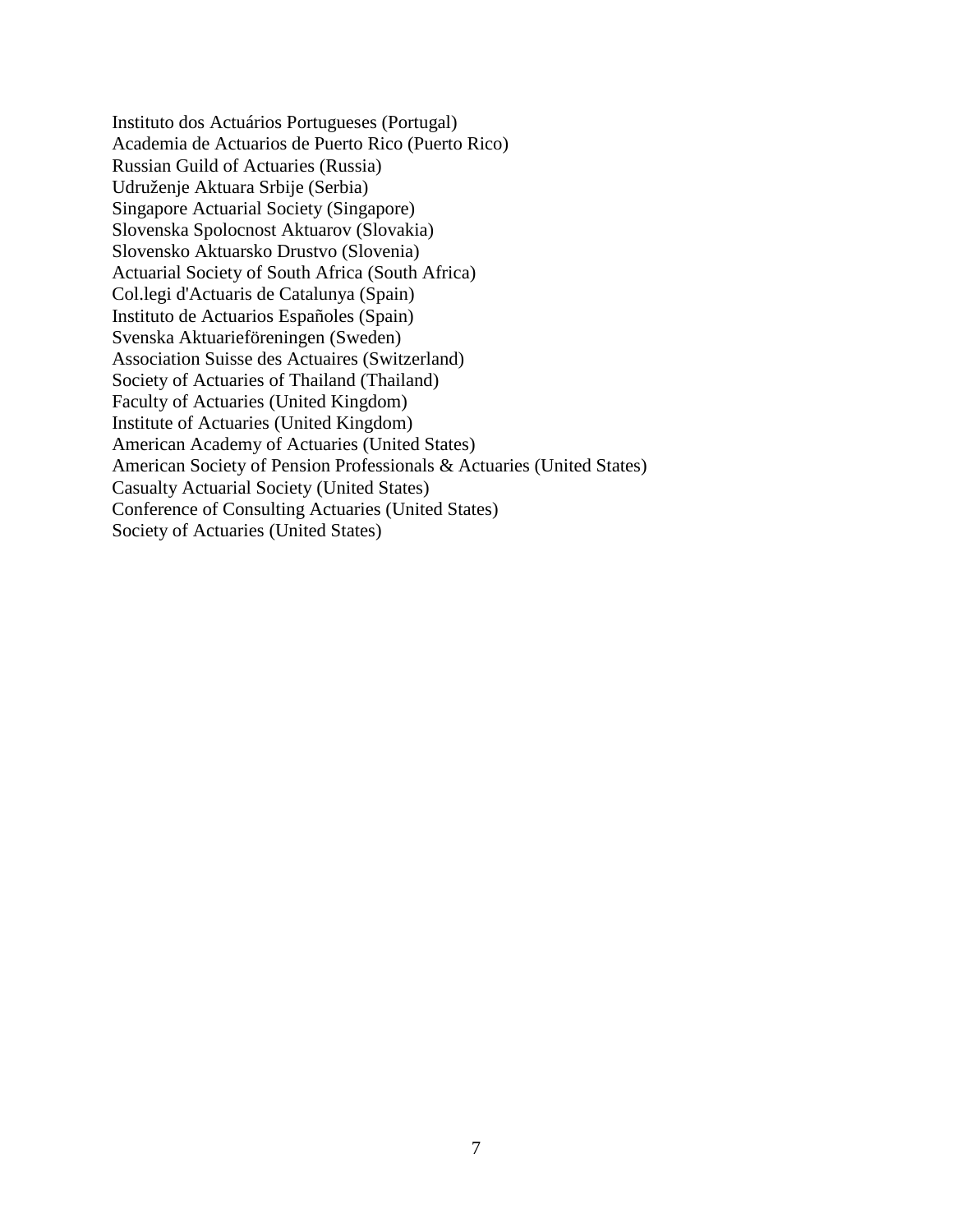Instituto dos Actuários Portugueses (Portugal)
Academia de Actuarios de Puerto Rico (Puerto Rico)
Russian Guild of Actuaries (Russia)
Udruženje Aktuara Srbije (Serbia)
Singapore Actuarial Society (Singapore)
Slovenska Spolocnost Aktuarov (Slovakia)
Slovensko Aktuarsko Drustvo (Slovenia)
Actuarial Society of South Africa (South Africa)
Col.legi d'Actuaris de Catalunya (Spain)
Instituto de Actuarios Españoles (Spain)
Svenska Aktuarieföreningen (Sweden)
Association Suisse des Actuaires (Switzerland)
Society of Actuaries of Thailand (Thailand)
Faculty of Actuaries (United Kingdom)
Institute of Actuaries (United Kingdom)
American Academy of Actuaries (United States)
American Society of Pension Professionals & Actuaries (United States)
Casualty Actuarial Society (United States)
Conference of Consulting Actuaries (United States)
Society of Actuaries (United States)